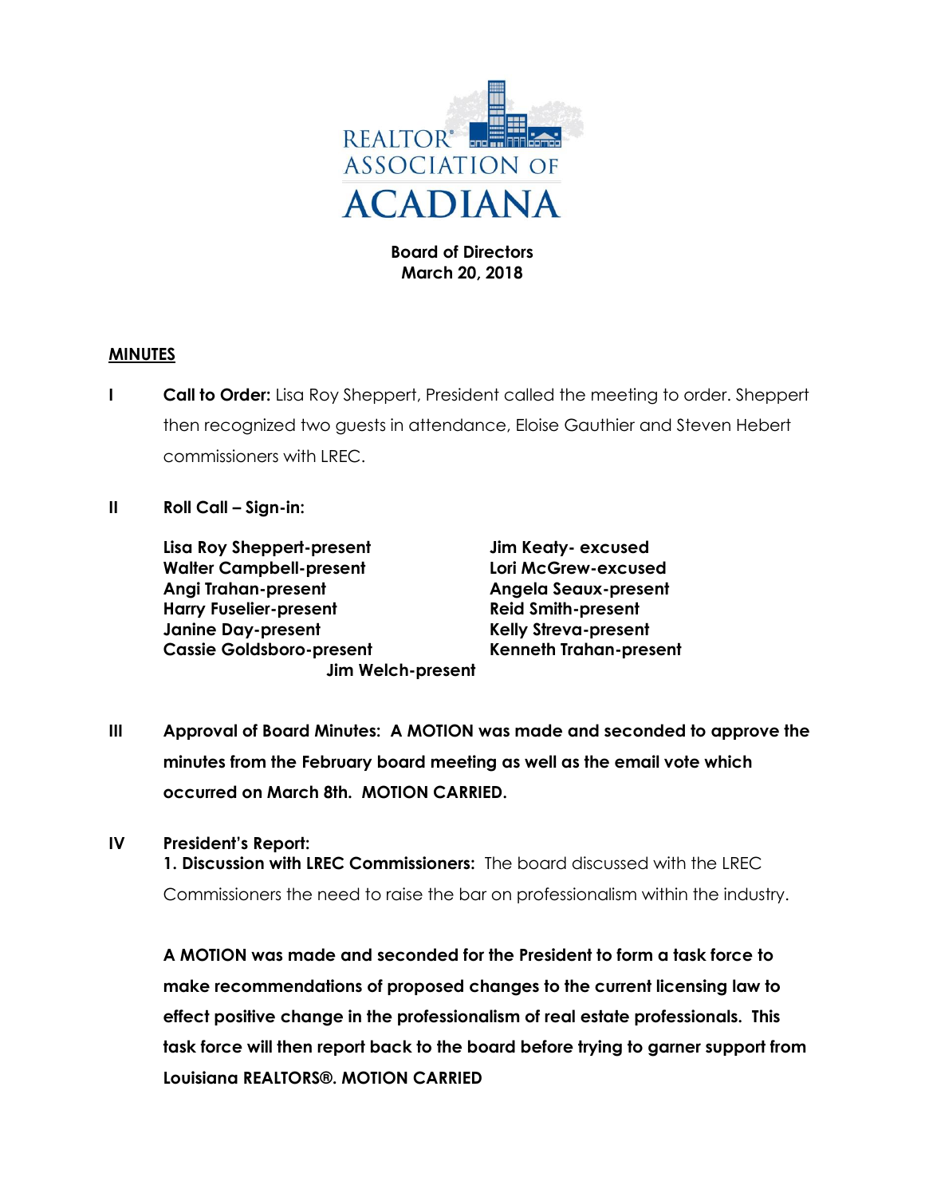REALTOR® ASSOCIATION OF ACADIANA

**Board of Directors**
**March 20, 2018**

**MINUTES**

**I** **Call to Order:** Lisa Roy Sheppert, President called the meeting to order. Sheppert then recognized two guests in attendance, Eloise Gauthier and Steven Hebert commissioners with LREC.

**II** **Roll Call – Sign-in:**

**Lisa Roy Sheppert-present**
**Walter Campbell-present**
**Angi Trahan-present**
**Harry Fuselier-present**
**Janine Day-present**
**Cassie Goldsboro-present**
**Jim Keaty- excused**
**Lori McGrew-excused**
**Angela Seaux-present**
**Reid Smith-present**
**Kelly Streva-present**
**Kenneth Trahan-present**
**Jim Welch-present**

**III** **Approval of Board Minutes: A MOTION was made and seconded to approve the minutes from the February board meeting as well as the email vote which occurred on March 8th. MOTION CARRIED.**

**IV** **President's Report:**

**1. Discussion with LREC Commissioners:** The board discussed with the LREC Commissioners the need to raise the bar on professionalism within the industry.

**A MOTION was made and seconded for the President to form a task force to make recommendations of proposed changes to the current licensing law to effect positive change in the professionalism of real estate professionals. This task force will then report back to the board before trying to garner support from Louisiana REALTORS®. MOTION CARRIED**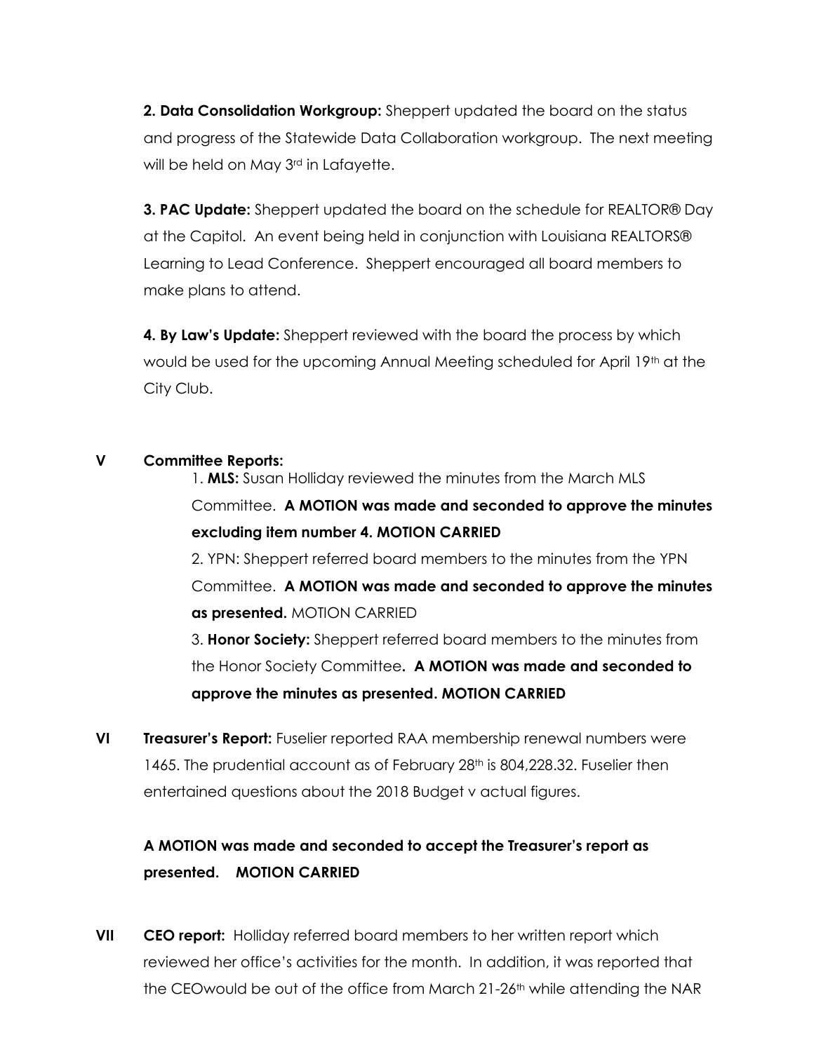**2. Data Consolidation Workgroup:** Sheppert updated the board on the status and progress of the Statewide Data Collaboration workgroup. The next meeting will be held on May 3rd in Lafayette.

**3. PAC Update:** Sheppert updated the board on the schedule for REALTOR® Day at the Capitol. An event being held in conjunction with Louisiana REALTORS® Learning to Lead Conference. Sheppert encouraged all board members to make plans to attend.

**4. By Law's Update:** Sheppert reviewed with the board the process by which would be used for the upcoming Annual Meeting scheduled for April 19th at the City Club.

**V Committee Reports:**

1. **MLS:** Susan Holliday reviewed the minutes from the March MLS Committee. **A MOTION was made and seconded to approve the minutes excluding item number 4. MOTION CARRIED**

2. YPN: Sheppert referred board members to the minutes from the YPN Committee. **A MOTION was made and seconded to approve the minutes as presented.** MOTION CARRIED

3. **Honor Society:** Sheppert referred board members to the minutes from the Honor Society Committee**. A MOTION was made and seconded to approve the minutes as presented. MOTION CARRIED**

**VI Treasurer's Report:** Fuselier reported RAA membership renewal numbers were 1465. The prudential account as of February 28th is 804,228.32. Fuselier then entertained questions about the 2018 Budget v actual figures.

**A MOTION was made and seconded to accept the Treasurer's report as presented. MOTION CARRIED**

**VII CEO report:** Holliday referred board members to her written report which reviewed her office's activities for the month. In addition, it was reported that the CEOwould be out of the office from March 21-26th while attending the NAR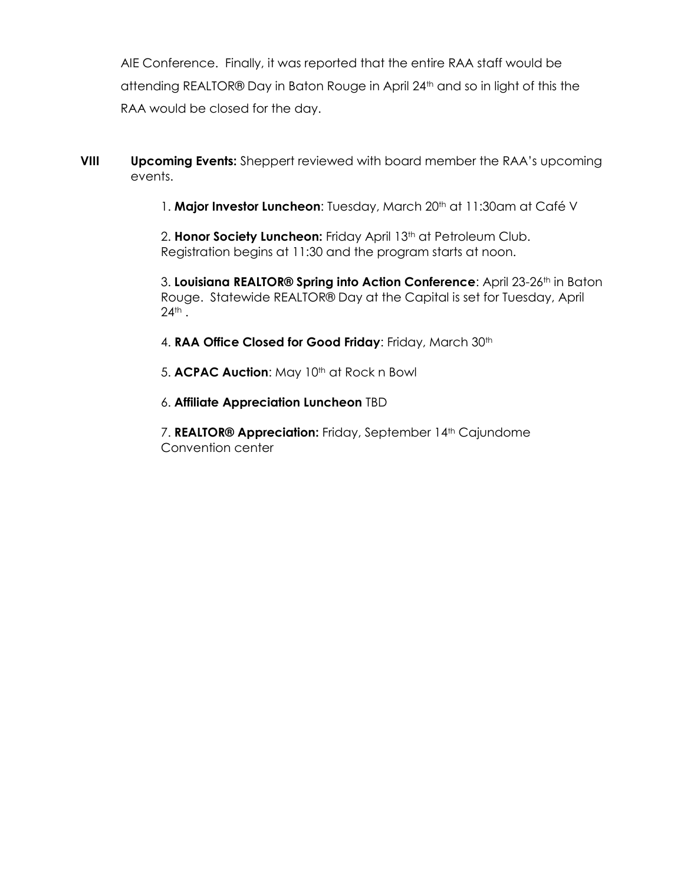AIE Conference. Finally, it was reported that the entire RAA staff would be attending REALTOR® Day in Baton Rouge in April 24th and so in light of this the RAA would be closed for the day.

**VIII Upcoming Events:** Sheppert reviewed with board member the RAA's upcoming events.

1. **Major Investor Luncheon**: Tuesday, March 20th at 11:30am at Café V

2. **Honor Society Luncheon:** Friday April 13th at Petroleum Club. Registration begins at 11:30 and the program starts at noon.

3. **Louisiana REALTOR® Spring into Action Conference**: April 23-26th in Baton Rouge. Statewide REALTOR® Day at the Capital is set for Tuesday, April 24th .

4. **RAA Office Closed for Good Friday**: Friday, March 30th

5. **ACPAC Auction**: May 10th at Rock n Bowl

6. **Affiliate Appreciation Luncheon** TBD

7. **REALTOR® Appreciation:** Friday, September 14th Cajundome Convention center